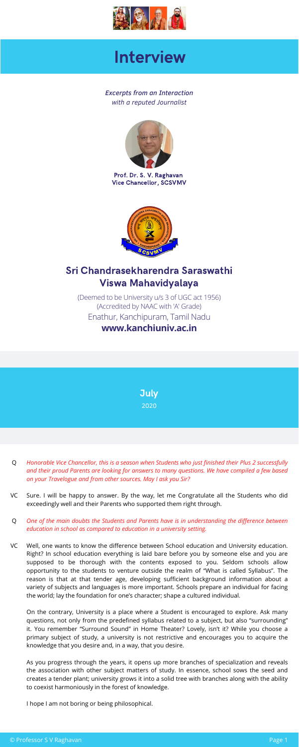# Interview

*Excerpts from an Interaction with a reputed Journalist*

**Prof. Dr. S. V. Raghavan**
**Vice Chancellor, SCSVMV**

## Sri Chandrasekharendra Saraswathi Viswa Mahavidyalaya

(Deemed to be University u/s 3 of UGC act 1956)
(Accredited by NAAC with 'A' Grade)
Enathur, Kanchipuram, Tamil Nadu
**www.kanchiuniv.ac.in**

**July**
2020

Q *Honorable Vice Chancellor, this is a season when Students who just finished their Plus 2 successfully and their proud Parents are looking for answers to many questions. We have compiled a few based on your Travelogue and from other sources. May I ask you Sir?*

VC Sure. I will be happy to answer. By the way, let me Congratulate all the Students who did exceedingly well and their Parents who supported them right through.

Q *One of the main doubts the Students and Parents have is in understanding the difference between education in school as compared to education in a university setting.*

VC Well, one wants to know the difference between School education and University education. Right? In school education everything is laid bare before you by someone else and you are supposed to be thorough with the contents exposed to you. Seldom schools allow opportunity to the students to venture outside the realm of "What is called Syllabus". The reason is that at that tender age, developing sufficient background information about a variety of subjects and languages is more important. Schools prepare an individual for facing the world; lay the foundation for one's character; shape a cultured individual.

On the contrary, University is a place where a Student is encouraged to explore. Ask many questions, not only from the predefined syllabus related to a subject, but also "surrounding" it. You remember "Surround Sound" in Home Theater? Lovely, isn't it? While you choose a primary subject of study, a university is not restrictive and encourages you to acquire the knowledge that you desire and, in a way, that you desire.

As you progress through the years, it opens up more branches of specialization and reveals the association with other subject matters of study. In essence, school sows the seed and creates a tender plant; university grows it into a solid tree with branches along with the ability to coexist harmoniously in the forest of knowledge.

I hope I am not boring or being philosophical.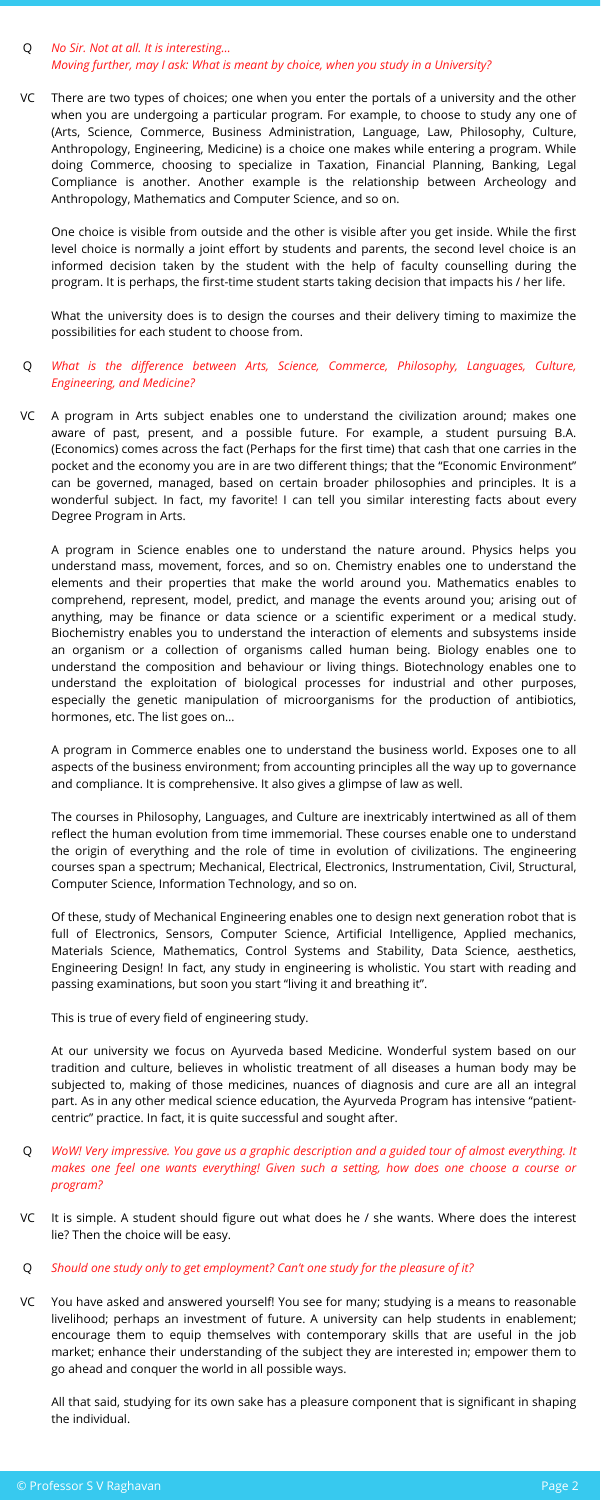Q *No Sir. Not at all. It is interesting…*
*Moving further, may I ask: What is meant by choice, when you study in a University?*

VC There are two types of choices; one when you enter the portals of a university and the other when you are undergoing a particular program. For example, to choose to study any one of (Arts, Science, Commerce, Business Administration, Language, Law, Philosophy, Culture, Anthropology, Engineering, Medicine) is a choice one makes while entering a program. While doing Commerce, choosing to specialize in Taxation, Financial Planning, Banking, Legal Compliance is another. Another example is the relationship between Archeology and Anthropology, Mathematics and Computer Science, and so on.

One choice is visible from outside and the other is visible after you get inside. While the first level choice is normally a joint effort by students and parents, the second level choice is an informed decision taken by the student with the help of faculty counselling during the program. It is perhaps, the first-time student starts taking decision that impacts his / her life.

What the university does is to design the courses and their delivery timing to maximize the possibilities for each student to choose from.

Q *What is the difference between Arts, Science, Commerce, Philosophy, Languages, Culture, Engineering, and Medicine?*

VC A program in Arts subject enables one to understand the civilization around; makes one aware of past, present, and a possible future. For example, a student pursuing B.A. (Economics) comes across the fact (Perhaps for the first time) that cash that one carries in the pocket and the economy you are in are two different things; that the "Economic Environment" can be governed, managed, based on certain broader philosophies and principles. It is a wonderful subject. In fact, my favorite! I can tell you similar interesting facts about every Degree Program in Arts.

A program in Science enables one to understand the nature around. Physics helps you understand mass, movement, forces, and so on. Chemistry enables one to understand the elements and their properties that make the world around you. Mathematics enables to comprehend, represent, model, predict, and manage the events around you; arising out of anything, may be finance or data science or a scientific experiment or a medical study. Biochemistry enables you to understand the interaction of elements and subsystems inside an organism or a collection of organisms called human being. Biology enables one to understand the composition and behaviour or living things. Biotechnology enables one to understand the exploitation of biological processes for industrial and other purposes, especially the genetic manipulation of microorganisms for the production of antibiotics, hormones, etc. The list goes on…

A program in Commerce enables one to understand the business world. Exposes one to all aspects of the business environment; from accounting principles all the way up to governance and compliance. It is comprehensive. It also gives a glimpse of law as well.

The courses in Philosophy, Languages, and Culture are inextricably intertwined as all of them reflect the human evolution from time immemorial. These courses enable one to understand the origin of everything and the role of time in evolution of civilizations. The engineering courses span a spectrum; Mechanical, Electrical, Electronics, Instrumentation, Civil, Structural, Computer Science, Information Technology, and so on.

Of these, study of Mechanical Engineering enables one to design next generation robot that is full of Electronics, Sensors, Computer Science, Artificial Intelligence, Applied mechanics, Materials Science, Mathematics, Control Systems and Stability, Data Science, aesthetics, Engineering Design! In fact, any study in engineering is wholistic. You start with reading and passing examinations, but soon you start "living it and breathing it".

This is true of every field of engineering study.

At our university we focus on Ayurveda based Medicine. Wonderful system based on our tradition and culture, believes in wholistic treatment of all diseases a human body may be subjected to, making of those medicines, nuances of diagnosis and cure are all an integral part. As in any other medical science education, the Ayurveda Program has intensive "patient-centric" practice. In fact, it is quite successful and sought after.

Q *WoW! Very impressive. You gave us a graphic description and a guided tour of almost everything. It makes one feel one wants everything! Given such a setting, how does one choose a course or program?*

VC It is simple. A student should figure out what does he / she wants. Where does the interest lie? Then the choice will be easy.

Q *Should one study only to get employment? Can't one study for the pleasure of it?*

VC You have asked and answered yourself! You see for many; studying is a means to reasonable livelihood; perhaps an investment of future. A university can help students in enablement; encourage them to equip themselves with contemporary skills that are useful in the job market; enhance their understanding of the subject they are interested in; empower them to go ahead and conquer the world in all possible ways.

All that said, studying for its own sake has a pleasure component that is significant in shaping the individual.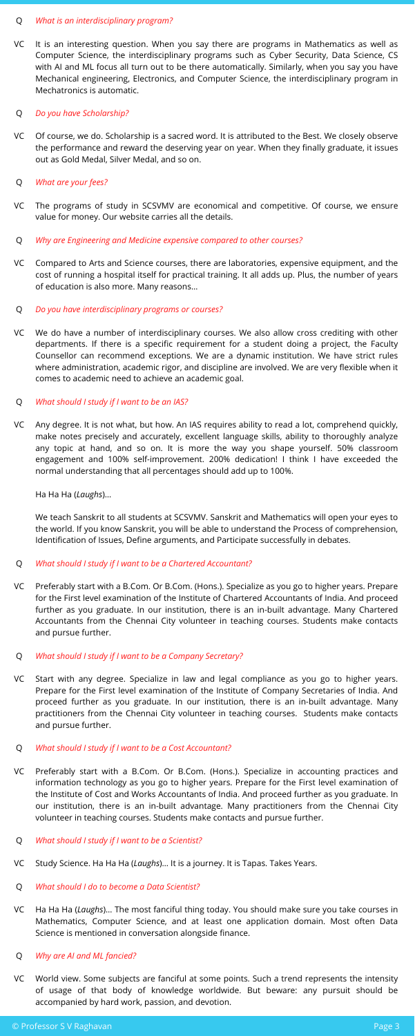Q *What is an interdisciplinary program?*

VC It is an interesting question. When you say there are programs in Mathematics as well as Computer Science, the interdisciplinary programs such as Cyber Security, Data Science, CS with AI and ML focus all turn out to be there automatically. Similarly, when you say you have Mechanical engineering, Electronics, and Computer Science, the interdisciplinary program in Mechatronics is automatic.

Q *Do you have Scholarship?*

VC Of course, we do. Scholarship is a sacred word. It is attributed to the Best. We closely observe the performance and reward the deserving year on year. When they finally graduate, it issues out as Gold Medal, Silver Medal, and so on.

Q *What are your fees?*

VC The programs of study in SCSVMV are economical and competitive. Of course, we ensure value for money. Our website carries all the details.

Q *Why are Engineering and Medicine expensive compared to other courses?*

VC Compared to Arts and Science courses, there are laboratories, expensive equipment, and the cost of running a hospital itself for practical training. It all adds up. Plus, the number of years of education is also more. Many reasons…

Q *Do you have interdisciplinary programs or courses?*

VC We do have a number of interdisciplinary courses. We also allow cross crediting with other departments. If there is a specific requirement for a student doing a project, the Faculty Counsellor can recommend exceptions. We are a dynamic institution. We have strict rules where administration, academic rigor, and discipline are involved. We are very flexible when it comes to academic need to achieve an academic goal.

Q *What should I study if I want to be an IAS?*

VC Any degree. It is not what, but how. An IAS requires ability to read a lot, comprehend quickly, make notes precisely and accurately, excellent language skills, ability to thoroughly analyze any topic at hand, and so on. It is more the way you shape yourself. 50% classroom engagement and 100% self-improvement. 200% dedication! I think I have exceeded the normal understanding that all percentages should add up to 100%.

Ha Ha Ha (*Laughs*)…

We teach Sanskrit to all students at SCSVMV. Sanskrit and Mathematics will open your eyes to the world. If you know Sanskrit, you will be able to understand the Process of comprehension, Identification of Issues, Define arguments, and Participate successfully in debates.

Q *What should I study if I want to be a Chartered Accountant?*

VC Preferably start with a B.Com. Or B.Com. (Hons.). Specialize as you go to higher years. Prepare for the First level examination of the Institute of Chartered Accountants of India. And proceed further as you graduate. In our institution, there is an in-built advantage. Many Chartered Accountants from the Chennai City volunteer in teaching courses. Students make contacts and pursue further.

Q *What should I study if I want to be a Company Secretary?*

VC Start with any degree. Specialize in law and legal compliance as you go to higher years. Prepare for the First level examination of the Institute of Company Secretaries of India. And proceed further as you graduate. In our institution, there is an in-built advantage. Many practitioners from the Chennai City volunteer in teaching courses. Students make contacts and pursue further.

Q *What should I study if I want to be a Cost Accountant?*

VC Preferably start with a B.Com. Or B.Com. (Hons.). Specialize in accounting practices and information technology as you go to higher years. Prepare for the First level examination of the Institute of Cost and Works Accountants of India. And proceed further as you graduate. In our institution, there is an in-built advantage. Many practitioners from the Chennai City volunteer in teaching courses. Students make contacts and pursue further.

Q *What should I study if I want to be a Scientist?*

VC Study Science. Ha Ha Ha (*Laughs*)… It is a journey. It is Tapas. Takes Years.

Q *What should I do to become a Data Scientist?*

VC Ha Ha Ha (*Laughs*)… The most fanciful thing today. You should make sure you take courses in Mathematics, Computer Science, and at least one application domain. Most often Data Science is mentioned in conversation alongside finance.

Q *Why are AI and ML fancied?*

VC World view. Some subjects are fanciful at some points. Such a trend represents the intensity of usage of that body of knowledge worldwide. But beware: any pursuit should be accompanied by hard work, passion, and devotion.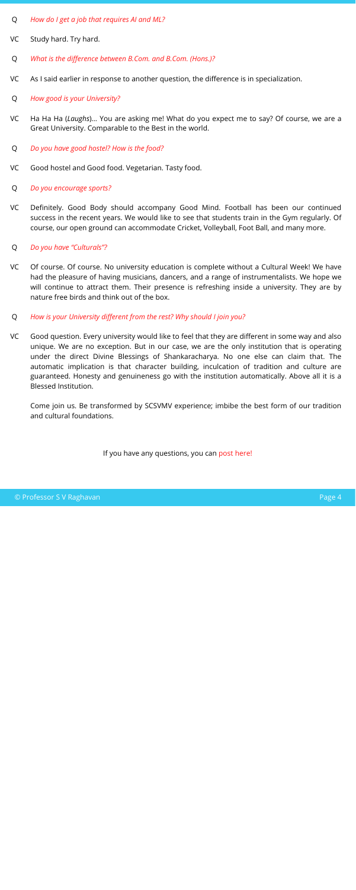Q *How do I get a job that requires AI and ML?*

VC Study hard. Try hard.

Q *What is the difference between B.Com. and B.Com. (Hons.)?*

VC As I said earlier in response to another question, the difference is in specialization.

Q *How good is your University?*

VC Ha Ha Ha (*Laughs*)... You are asking me! What do you expect me to say? Of course, we are a Great University. Comparable to the Best in the world.

Q *Do you have good hostel? How is the food?*

VC Good hostel and Good food. Vegetarian. Tasty food.

Q *Do you encourage sports?*

VC Definitely. Good Body should accompany Good Mind. Football has been our continued success in the recent years. We would like to see that students train in the Gym regularly. Of course, our open ground can accommodate Cricket, Volleyball, Foot Ball, and many more.

Q *Do you have "Culturals"?*

VC Of course. Of course. No university education is complete without a Cultural Week! We have had the pleasure of having musicians, dancers, and a range of instrumentalists. We hope we will continue to attract them. Their presence is refreshing inside a university. They are by nature free birds and think out of the box.

Q *How is your University different from the rest? Why should I join you?*

VC Good question. Every university would like to feel that they are different in some way and also unique. We are no exception. But in our case, we are the only institution that is operating under the direct Divine Blessings of Shankaracharya. No one else can claim that. The automatic implication is that character building, inculcation of tradition and culture are guaranteed. Honesty and genuineness go with the institution automatically. Above all it is a Blessed Institution.

Come join us. Be transformed by SCSVMV experience; imbibe the best form of our tradition and cultural foundations.

If you have any questions, you can post here!

© Professor S V Raghavan